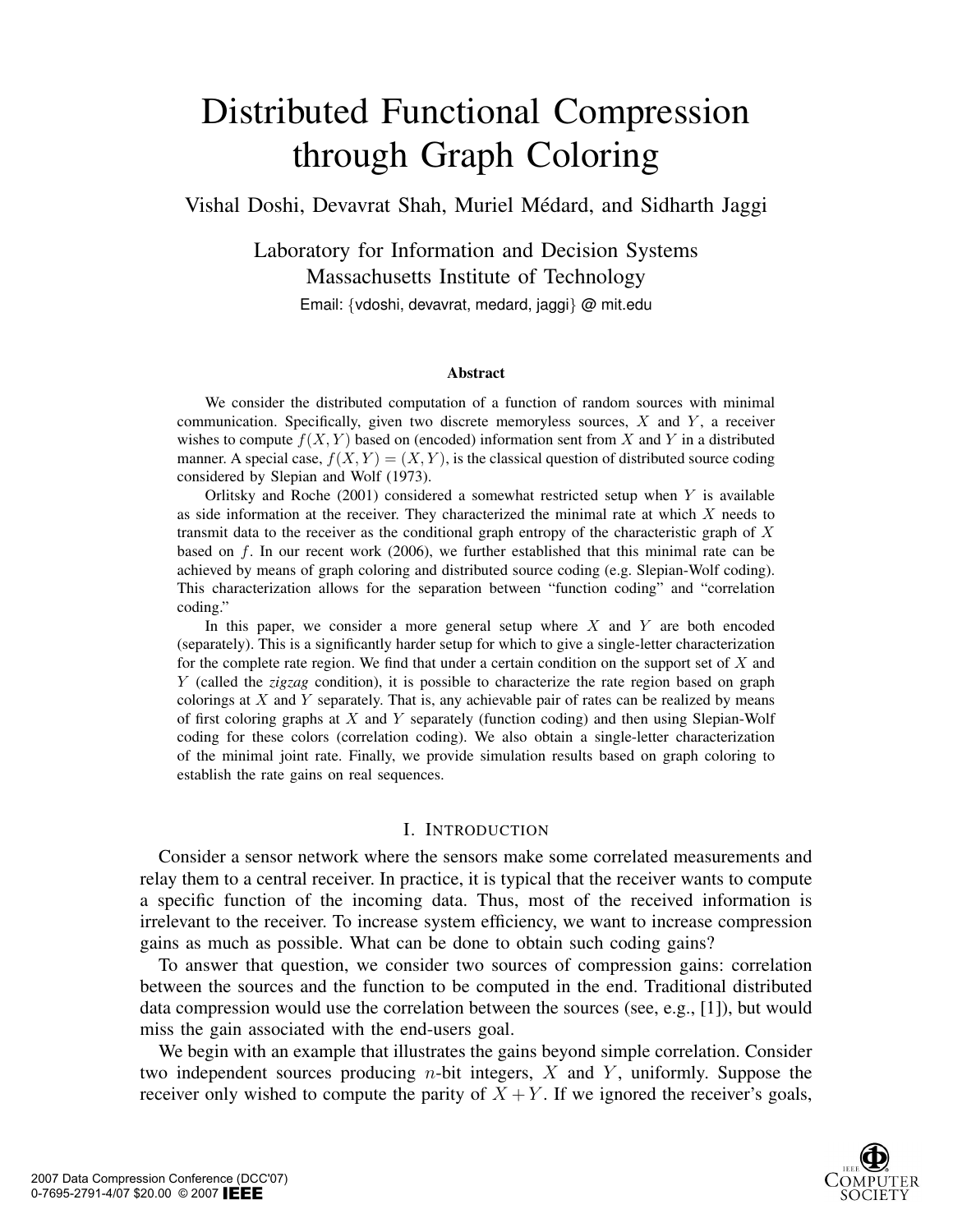# Distributed Functional Compression through Graph Coloring

Vishal Doshi, Devavrat Shah, Muriel Médard, and Sidharth Jaggi

Laboratory for Information and Decision Systems
Massachusetts Institute of Technology
Email: {vdoshi, devavrat, medard, jaggi} @ mit.edu

### Abstract

We consider the distributed computation of a function of random sources with minimal communication. Specifically, given two discrete memoryless sources, $X$ and $Y$, a receiver wishes to compute $f(X, Y)$ based on (encoded) information sent from $X$ and $Y$ in a distributed manner. A special case, $f(X, Y) = (X, Y)$, is the classical question of distributed source coding considered by Slepian and Wolf (1973).

Orlitsky and Roche (2001) considered a somewhat restricted setup when $Y$ is available as side information at the receiver. They characterized the minimal rate at which $X$ needs to transmit data to the receiver as the conditional graph entropy of the characteristic graph of $X$ based on $f$. In our recent work (2006), we further established that this minimal rate can be achieved by means of graph coloring and distributed source coding (e.g. Slepian-Wolf coding). This characterization allows for the separation between "function coding" and "correlation coding."

In this paper, we consider a more general setup where $X$ and $Y$ are both encoded (separately). This is a significantly harder setup for which to give a single-letter characterization for the complete rate region. We find that under a certain condition on the support set of $X$ and $Y$ (called the *zigzag* condition), it is possible to characterize the rate region based on graph colorings at $X$ and $Y$ separately. That is, any achievable pair of rates can be realized by means of first coloring graphs at $X$ and $Y$ separately (function coding) and then using Slepian-Wolf coding for these colors (correlation coding). We also obtain a single-letter characterization of the minimal joint rate. Finally, we provide simulation results based on graph coloring to establish the rate gains on real sequences.

## I. Introduction

Consider a sensor network where the sensors make some correlated measurements and relay them to a central receiver. In practice, it is typical that the receiver wants to compute a specific function of the incoming data. Thus, most of the received information is irrelevant to the receiver. To increase system efficiency, we want to increase compression gains as much as possible. What can be done to obtain such coding gains?

To answer that question, we consider two sources of compression gains: correlation between the sources and the function to be computed in the end. Traditional distributed data compression would use the correlation between the sources (see, e.g., [1]), but would miss the gain associated with the end-users goal.

We begin with an example that illustrates the gains beyond simple correlation. Consider two independent sources producing $n$-bit integers, $X$ and $Y$, uniformly. Suppose the receiver only wished to compute the parity of $X + Y$. If we ignored the receiver's goals,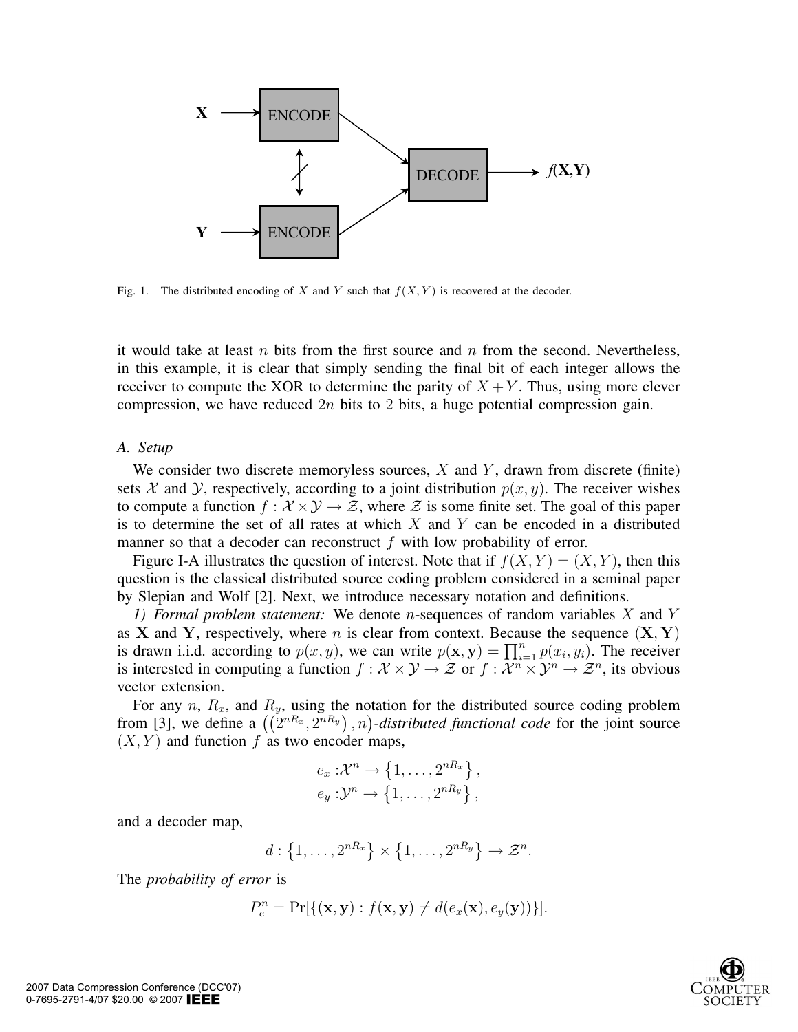Fig. 1. The distributed encoding of $X$ and $Y$ such that $f(X, Y)$ is recovered at the decoder.

it would take at least $n$ bits from the first source and $n$ from the second. Nevertheless, in this example, it is clear that simply sending the final bit of each integer allows the receiver to compute the XOR to determine the parity of $X+Y$. Thus, using more clever compression, we have reduced $2n$ bits to 2 bits, a huge potential compression gain.

### A. Setup

We consider two discrete memoryless sources, $X$ and $Y$, drawn from discrete (finite) sets $\mathcal{X}$ and $\mathcal{Y}$, respectively, according to a joint distribution $p(x, y)$. The receiver wishes to compute a function $f : \mathcal{X} \times \mathcal{Y} \to \mathcal{Z}$, where $\mathcal{Z}$ is some finite set. The goal of this paper is to determine the set of all rates at which $X$ and $Y$ can be encoded in a distributed manner so that a decoder can reconstruct $f$ with low probability of error.

Figure I-A illustrates the question of interest. Note that if $f(X, Y) = (X, Y)$, then this question is the classical distributed source coding problem considered in a seminal paper by Slepian and Wolf [2]. Next, we introduce necessary notation and definitions.

*1) Formal problem statement:* We denote $n$-sequences of random variables $X$ and $Y$ as $\mathbf{X}$ and $\mathbf{Y}$, respectively, where $n$ is clear from context. Because the sequence $(\mathbf{X}, \mathbf{Y})$ is drawn i.i.d. according to $p(x, y)$, we can write $p(\mathbf{x}, \mathbf{y}) = \prod_{i=1}^{n} p(x_i, y_i)$. The receiver is interested in computing a function $f : \mathcal{X} \times \mathcal{Y} \to \mathcal{Z}$ or $f : \mathcal{X}^n \times \mathcal{Y}^n \to \mathcal{Z}^n$, its obvious vector extension.

For any $n$, $R_x$, and $R_y$, using the notation for the distributed source coding problem from [3], we define a $\left(\left(2^{nR_x}, 2^{nR_y}\right), n\right)$*-distributed functional code* for the joint source $(X, Y)$ and function $f$ as two encoder maps,

$$
\begin{aligned}
e_x &: \mathcal{X}^n \to \left\{1, \ldots, 2^{nR_x}\right\}, \\
e_y &: \mathcal{Y}^n \to \left\{1, \ldots, 2^{nR_y}\right\},
\end{aligned}
$$

and a decoder map,

$$
d : \left\{1, \ldots, 2^{nR_x}\right\} \times \left\{1, \ldots, 2^{nR_y}\right\} \to \mathcal{Z}^n.
$$

The *probability of error* is

$$
P_e^n = \Pr[\{(\mathbf{x}, \mathbf{y}) : f(\mathbf{x}, \mathbf{y}) \neq d(e_x(\mathbf{x}), e_y(\mathbf{y}))\}].
$$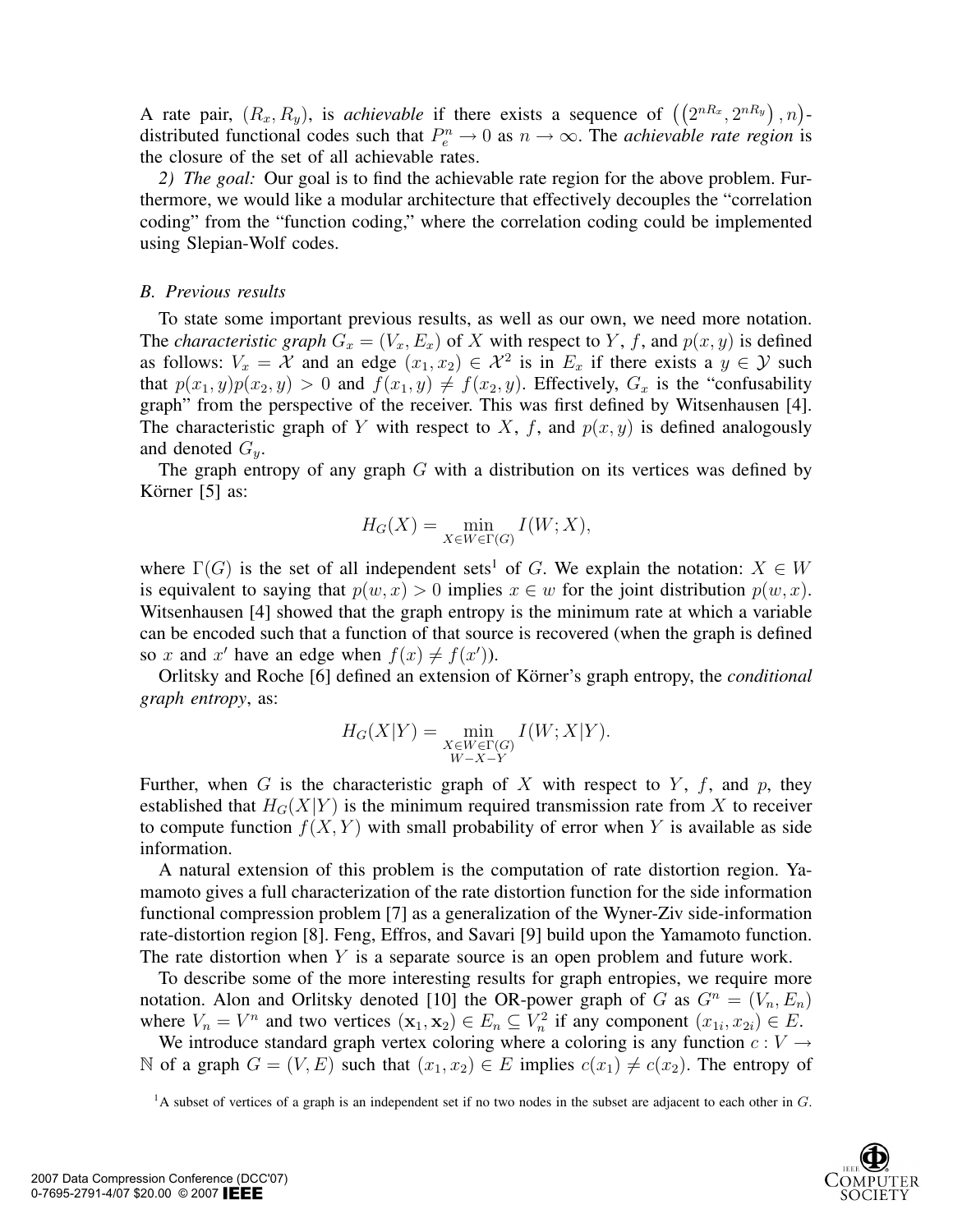A rate pair, $(R_x, R_y)$, is *achievable* if there exists a sequence of $\left(\left(2^{nR_x}, 2^{nR_y}\right), n\right)$-distributed functional codes such that $P_e^n \to 0$ as $n \to \infty$. The *achievable rate region* is the closure of the set of all achievable rates.

*2) The goal:* Our goal is to find the achievable rate region for the above problem. Furthermore, we would like a modular architecture that effectively decouples the "correlation coding" from the "function coding," where the correlation coding could be implemented using Slepian-Wolf codes.

### *B. Previous results*

To state some important previous results, as well as our own, we need more notation. The *characteristic graph* $G_x = (V_x, E_x)$ of $X$ with respect to $Y$, $f$, and $p(x, y)$ is defined as follows: $V_x = \mathcal{X}$ and an edge $(x_1, x_2) \in \mathcal{X}^2$ is in $E_x$ if there exists a $y \in \mathcal{Y}$ such that $p(x_1, y)p(x_2, y) > 0$ and $f(x_1, y) \neq f(x_2, y)$. Effectively, $G_x$ is the "confusability graph" from the perspective of the receiver. This was first defined by Witsenhausen [4]. The characteristic graph of $Y$ with respect to $X$, $f$, and $p(x, y)$ is defined analogously and denoted $G_y$.

The graph entropy of any graph $G$ with a distribution on its vertices was defined by Körner [5] as:

$$H_G(X) = \min_{X \in W \in \Gamma(G)} I(W; X),$$

where $\Gamma(G)$ is the set of all independent sets[1] of $G$. We explain the notation: $X \in W$ is equivalent to saying that $p(w, x) > 0$ implies $x \in w$ for the joint distribution $p(w, x)$. Witsenhausen [4] showed that the graph entropy is the minimum rate at which a variable can be encoded such that a function of that source is recovered (when the graph is defined so $x$ and $x'$ have an edge when $f(x) \neq f(x')$).

Orlitsky and Roche [6] defined an extension of Körner's graph entropy, the *conditional graph entropy*, as:

$$H_G(X|Y) = \min_{\substack{X \in W \in \Gamma(G) \\ W - X - Y}} I(W; X|Y).$$

Further, when $G$ is the characteristic graph of $X$ with respect to $Y$, $f$, and $p$, they established that $H_G(X|Y)$ is the minimum required transmission rate from $X$ to receiver to compute function $f(X, Y)$ with small probability of error when $Y$ is available as side information.

A natural extension of this problem is the computation of rate distortion region. Yamamoto gives a full characterization of the rate distortion function for the side information functional compression problem [7] as a generalization of the Wyner-Ziv side-information rate-distortion region [8]. Feng, Effros, and Savari [9] build upon the Yamamoto function. The rate distortion when $Y$ is a separate source is an open problem and future work.

To describe some of the more interesting results for graph entropies, we require more notation. Alon and Orlitsky denoted [10] the OR-power graph of $G$ as $G^n = (V_n, E_n)$ where $V_n = V^n$ and two vertices $(\mathbf{x}_1, \mathbf{x}_2) \in E_n \subseteq V_n^2$ if any component $(x_{1i}, x_{2i}) \in E$.

We introduce standard graph vertex coloring where a coloring is any function $c : V \to \mathbb{N}$ of a graph $G = (V, E)$ such that $(x_1, x_2) \in E$ implies $c(x_1) \neq c(x_2)$. The entropy of

[1] A subset of vertices of a graph is an independent set if no two nodes in the subset are adjacent to each other in $G$.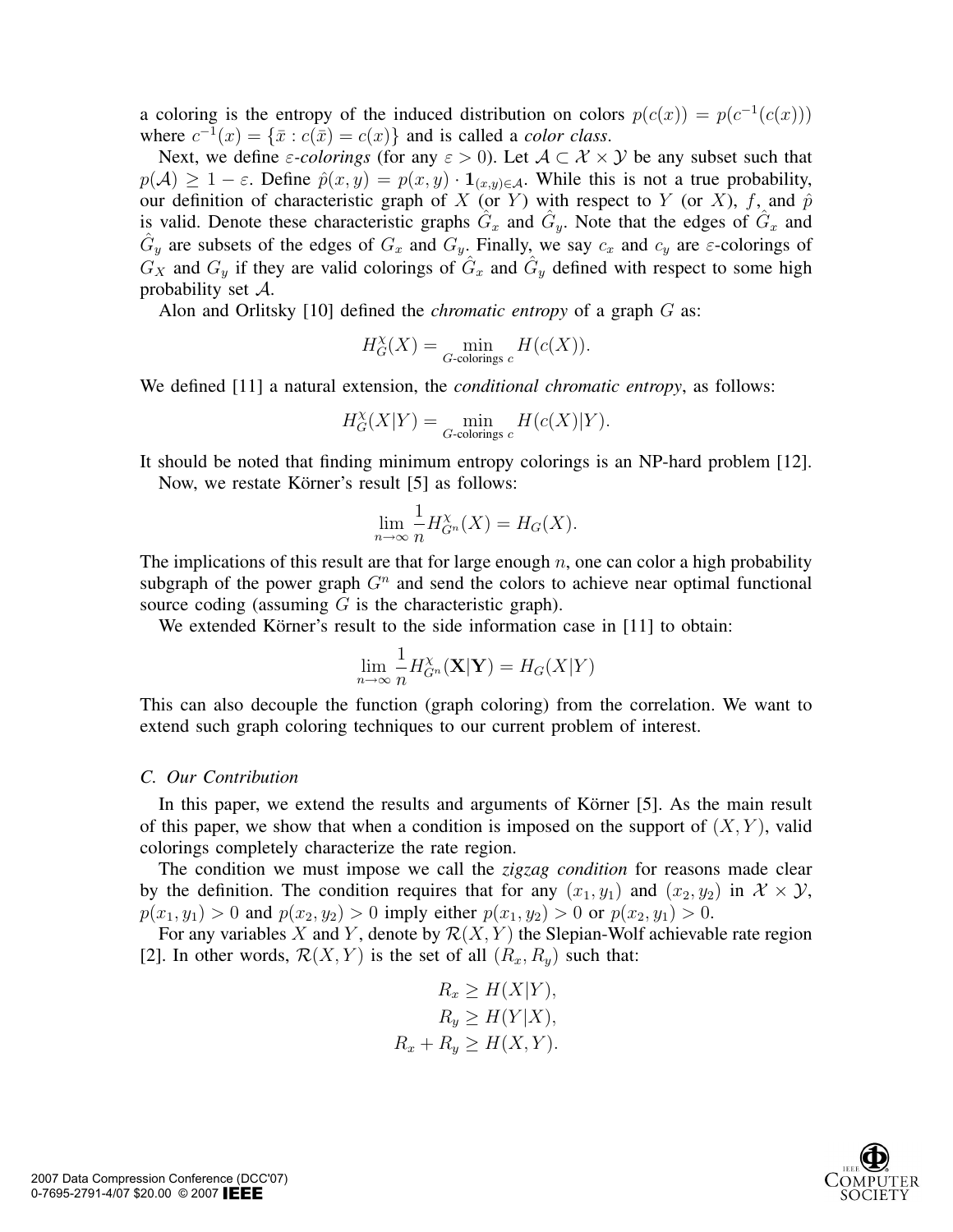a coloring is the entropy of the induced distribution on colors $p(c(x)) = p(c^{-1}(c(x)))$ where $c^{-1}(x) = \{\bar{x} : c(\bar{x}) = c(x)\}$ and is called a *color class*.

Next, we define *ε-colorings* (for any $\varepsilon > 0$). Let $\mathcal{A} \subset \mathcal{X} \times \mathcal{Y}$ be any subset such that $p(\mathcal{A}) \geq 1 - \varepsilon$. Define $\hat{p}(x, y) = p(x, y) \cdot \mathbf{1}_{(x,y) \in \mathcal{A}}$. While this is not a true probability, our definition of characteristic graph of $X$ (or $Y$) with respect to $Y$ (or $X$), $f$, and $\hat{p}$ is valid. Denote these characteristic graphs $\hat{G}_x$ and $\hat{G}_y$. Note that the edges of $\hat{G}_x$ and $\hat{G}_y$ are subsets of the edges of $G_x$ and $G_y$. Finally, we say $c_x$ and $c_y$ are $\varepsilon$-colorings of $G_X$ and $G_y$ if they are valid colorings of $\hat{G}_x$ and $\hat{G}_y$ defined with respect to some high probability set $\mathcal{A}$.

Alon and Orlitsky [10] defined the *chromatic entropy* of a graph $G$ as:

$$H_G^{\chi}(X) = \min_{G\text{-colorings } c} H(c(X)).$$

We defined [11] a natural extension, the *conditional chromatic entropy*, as follows:

$$H_G^{\chi}(X|Y) = \min_{G\text{-colorings } c} H(c(X)|Y).$$

It should be noted that finding minimum entropy colorings is an NP-hard problem [12].

Now, we restate Körner's result [5] as follows:

$$\lim_{n \to \infty} \frac{1}{n} H_{G^n}^{\chi}(X) = H_G(X).$$

The implications of this result are that for large enough $n$, one can color a high probability subgraph of the power graph $G^n$ and send the colors to achieve near optimal functional source coding (assuming $G$ is the characteristic graph).

We extended Körner's result to the side information case in [11] to obtain:

$$\lim_{n \to \infty} \frac{1}{n} H_{G^n}^{\chi}(\mathbf{X}|\mathbf{Y}) = H_G(X|Y)$$

This can also decouple the function (graph coloring) from the correlation. We want to extend such graph coloring techniques to our current problem of interest.

### C. Our Contribution

In this paper, we extend the results and arguments of Körner [5]. As the main result of this paper, we show that when a condition is imposed on the support of $(X, Y)$, valid colorings completely characterize the rate region.

The condition we must impose we call the *zigzag condition* for reasons made clear by the definition. The condition requires that for any $(x_1, y_1)$ and $(x_2, y_2)$ in $\mathcal{X} \times \mathcal{Y}$, $p(x_1, y_1) > 0$ and $p(x_2, y_2) > 0$ imply either $p(x_1, y_2) > 0$ or $p(x_2, y_1) > 0$.

For any variables $X$ and $Y$, denote by $\mathcal{R}(X, Y)$ the Slepian-Wolf achievable rate region [2]. In other words, $\mathcal{R}(X, Y)$ is the set of all $(R_x, R_y)$ such that:

$$\begin{aligned} R_x &\geq H(X|Y), \\ R_y &\geq H(Y|X), \\ R_x + R_y &\geq H(X, Y). \end{aligned}$$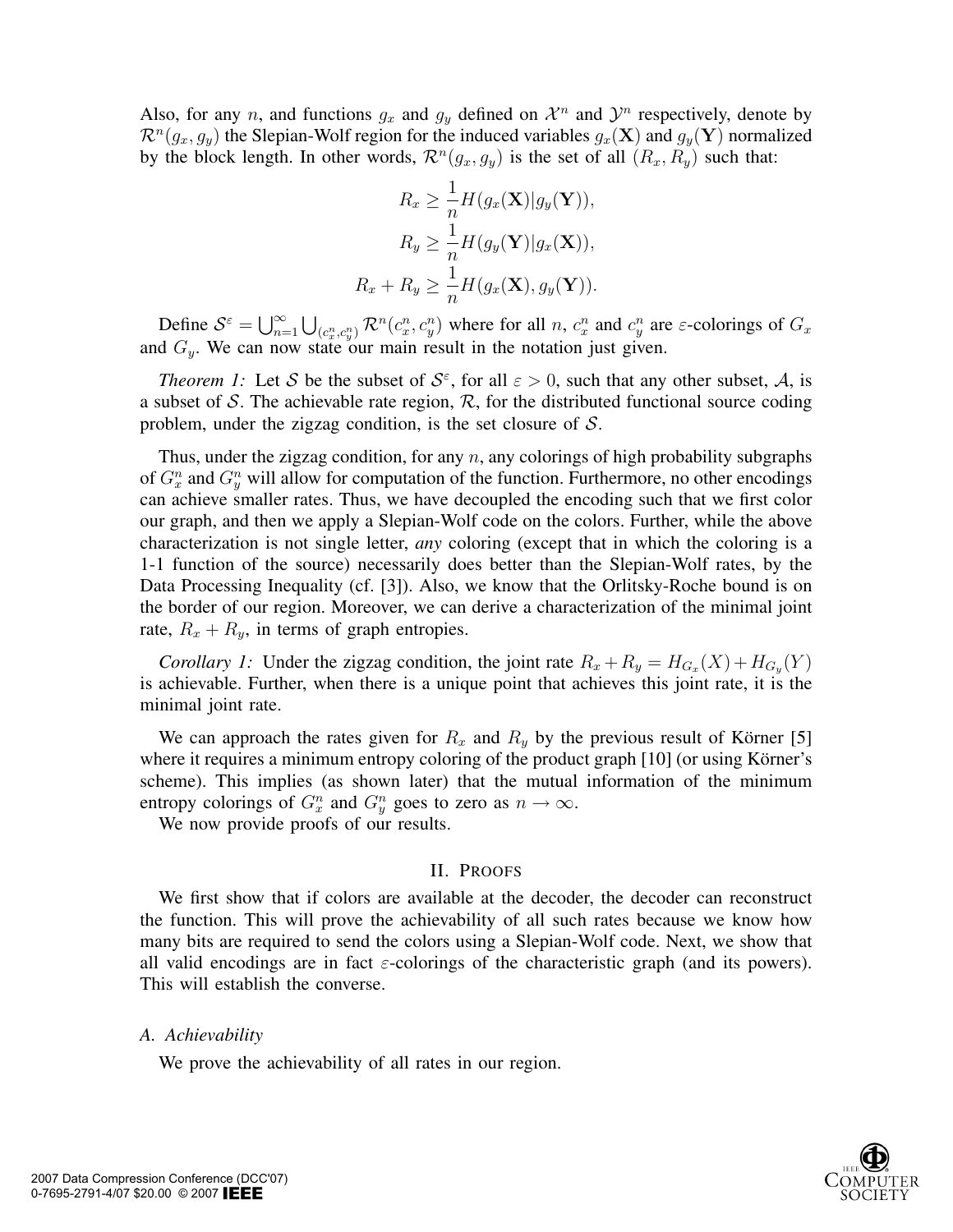Also, for any $n$, and functions $g_x$ and $g_y$ defined on $\mathcal{X}^n$ and $\mathcal{Y}^n$ respectively, denote by $\mathcal{R}^n(g_x, g_y)$ the Slepian-Wolf region for the induced variables $g_x(\mathbf{X})$ and $g_y(\mathbf{Y})$ normalized by the block length. In other words, $\mathcal{R}^n(g_x, g_y)$ is the set of all $(R_x, R_y)$ such that:

$$R_x \geq \frac{1}{n} H(g_x(\mathbf{X}) | g_y(\mathbf{Y})),$$

$$R_y \geq \frac{1}{n} H(g_y(\mathbf{Y}) | g_x(\mathbf{X})),$$

$$R_x + R_y \geq \frac{1}{n} H(g_x(\mathbf{X}), g_y(\mathbf{Y})).$$

Define $\mathcal{S}^\varepsilon = \bigcup_{n=1}^{\infty} \bigcup_{(c_x^n, c_y^n)} \mathcal{R}^n(c_x^n, c_y^n)$ where for all $n$, $c_x^n$ and $c_y^n$ are $\varepsilon$-colorings of $G_x$ and $G_y$. We can now state our main result in the notation just given.

*Theorem 1:* Let $\mathcal{S}$ be the subset of $\mathcal{S}^\varepsilon$, for all $\varepsilon > 0$, such that any other subset, $\mathcal{A}$, is a subset of $\mathcal{S}$. The achievable rate region, $\mathcal{R}$, for the distributed functional source coding problem, under the zigzag condition, is the set closure of $\mathcal{S}$.

Thus, under the zigzag condition, for any $n$, any colorings of high probability subgraphs of $G_x^n$ and $G_y^n$ will allow for computation of the function. Furthermore, no other encodings can achieve smaller rates. Thus, we have decoupled the encoding such that we first color our graph, and then we apply a Slepian-Wolf code on the colors. Further, while the above characterization is not single letter, *any* coloring (except that in which the coloring is a 1-1 function of the source) necessarily does better than the Slepian-Wolf rates, by the Data Processing Inequality (cf. [3]). Also, we know that the Orlitsky-Roche bound is on the border of our region. Moreover, we can derive a characterization of the minimal joint rate, $R_x + R_y$, in terms of graph entropies.

*Corollary 1:* Under the zigzag condition, the joint rate $R_x + R_y = H_{G_x}(X) + H_{G_y}(Y)$ is achievable. Further, when there is a unique point that achieves this joint rate, it is the minimal joint rate.

We can approach the rates given for $R_x$ and $R_y$ by the previous result of Körner [5] where it requires a minimum entropy coloring of the product graph [10] (or using Körner's scheme). This implies (as shown later) that the mutual information of the minimum entropy colorings of $G_x^n$ and $G_y^n$ goes to zero as $n \to \infty$.

We now provide proofs of our results.

## II. Proofs

We first show that if colors are available at the decoder, the decoder can reconstruct the function. This will prove the achievability of all such rates because we know how many bits are required to send the colors using a Slepian-Wolf code. Next, we show that all valid encodings are in fact $\varepsilon$-colorings of the characteristic graph (and its powers). This will establish the converse.

### A. Achievability

We prove the achievability of all rates in our region.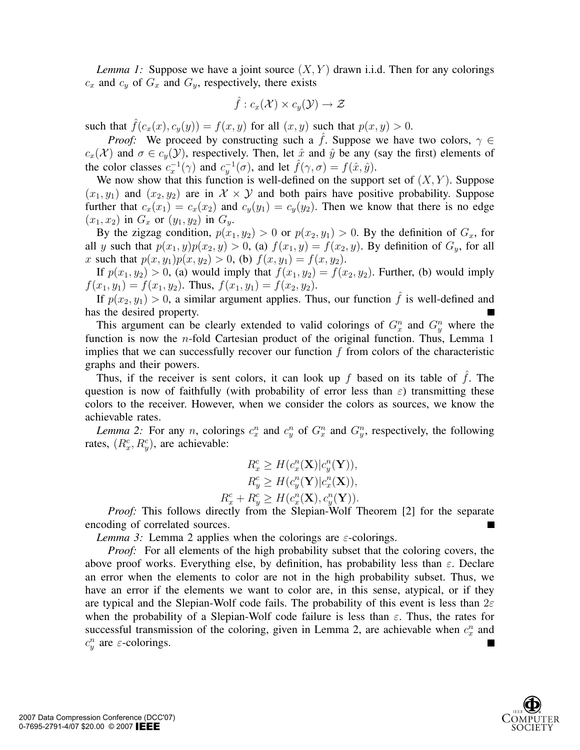*Lemma 1:* Suppose we have a joint source $(X, Y)$ drawn i.i.d. Then for any colorings $c_x$ and $c_y$ of $G_x$ and $G_y$, respectively, there exists

$$\hat{f} : c_x(\mathcal{X}) \times c_y(\mathcal{Y}) \to \mathcal{Z}$$

such that $\hat{f}(c_x(x), c_y(y)) = f(x, y)$ for all $(x, y)$ such that $p(x, y) > 0$.

*Proof:* We proceed by constructing such a $\hat{f}$. Suppose we have two colors, $\gamma \in c_x(\mathcal{X})$ and $\sigma \in c_y(\mathcal{Y})$, respectively. Then, let $\hat{x}$ and $\hat{y}$ be any (say the first) elements of the color classes $c_x^{-1}(\gamma)$ and $c_y^{-1}(\sigma)$, and let $\hat{f}(\gamma, \sigma) = f(\hat{x}, \hat{y})$.

We now show that this function is well-defined on the support set of $(X, Y)$. Suppose $(x_1, y_1)$ and $(x_2, y_2)$ are in $\mathcal{X} \times \mathcal{Y}$ and both pairs have positive probability. Suppose further that $c_x(x_1) = c_x(x_2)$ and $c_y(y_1) = c_y(y_2)$. Then we know that there is no edge $(x_1, x_2)$ in $G_x$ or $(y_1, y_2)$ in $G_y$.

By the zigzag condition, $p(x_1, y_2) > 0$ or $p(x_2, y_1) > 0$. By the definition of $G_x$, for all $y$ such that $p(x_1, y)p(x_2, y) > 0$, (a) $f(x_1, y) = f(x_2, y)$. By definition of $G_y$, for all $x$ such that $p(x, y_1)p(x, y_2) > 0$, (b) $f(x, y_1) = f(x, y_2)$.

If $p(x_1, y_2) > 0$, (a) would imply that $f(x_1, y_2) = f(x_2, y_2)$. Further, (b) would imply $f(x_1, y_1) = f(x_1, y_2)$. Thus, $f(x_1, y_1) = f(x_2, y_2)$.

If $p(x_2, y_1) > 0$, a similar argument applies. Thus, our function $\hat{f}$ is well-defined and has the desired property. ∎

This argument can be clearly extended to valid colorings of $G_x^n$ and $G_y^n$ where the function is now the $n$-fold Cartesian product of the original function. Thus, Lemma 1 implies that we can successfully recover our function $f$ from colors of the characteristic graphs and their powers.

Thus, if the receiver is sent colors, it can look up $f$ based on its table of $\hat{f}$. The question is now of faithfully (with probability of error less than $\varepsilon$) transmitting these colors to the receiver. However, when we consider the colors as sources, we know the achievable rates.

*Lemma 2:* For any $n$, colorings $c_x^n$ and $c_y^n$ of $G_x^n$ and $G_y^n$, respectively, the following rates, $(R_x^c, R_y^c)$, are achievable:

$$R_x^c \geq H(c_x^n(\mathbf{X}) | c_y^n(\mathbf{Y})),$$
$$R_y^c \geq H(c_y^n(\mathbf{Y}) | c_x^n(\mathbf{X})),$$
$$R_x^c + R_y^c \geq H(c_x^n(\mathbf{X}), c_y^n(\mathbf{Y})).$$

*Proof:* This follows directly from the Slepian-Wolf Theorem [2] for the separate encoding of correlated sources. ∎

*Lemma 3:* Lemma 2 applies when the colorings are $\varepsilon$-colorings.

*Proof:* For all elements of the high probability subset that the coloring covers, the above proof works. Everything else, by definition, has probability less than $\varepsilon$. Declare an error when the elements to color are not in the high probability subset. Thus, we have an error if the elements we want to color are, in this sense, atypical, or if they are typical and the Slepian-Wolf code fails. The probability of this event is less than $2\varepsilon$ when the probability of a Slepian-Wolf code failure is less than $\varepsilon$. Thus, the rates for successful transmission of the coloring, given in Lemma 2, are achievable when $c_x^n$ and $c_y^n$ are $\varepsilon$-colorings. ∎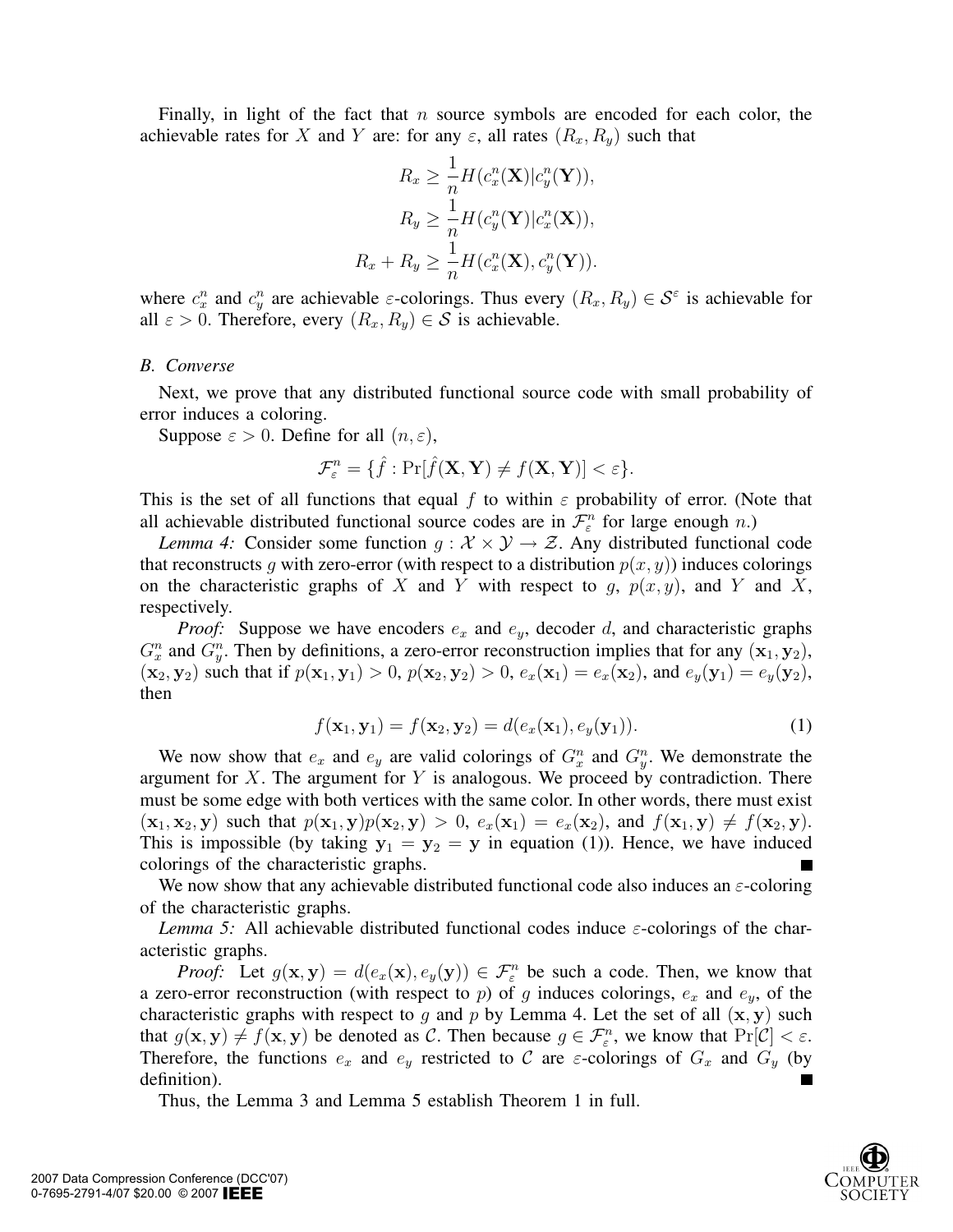Finally, in light of the fact that $n$ source symbols are encoded for each color, the achievable rates for $X$ and $Y$ are: for any $\varepsilon$, all rates $(R_x, R_y)$ such that

$$
\begin{aligned}
R_x &\geq \frac{1}{n} H(c_x^n(\mathbf{X}) | c_y^n(\mathbf{Y})), \\
R_y &\geq \frac{1}{n} H(c_y^n(\mathbf{Y}) | c_x^n(\mathbf{X})), \\
R_x + R_y &\geq \frac{1}{n} H(c_x^n(\mathbf{X}), c_y^n(\mathbf{Y})).
\end{aligned}
$$

where $c_x^n$ and $c_y^n$ are achievable $\varepsilon$-colorings. Thus every $(R_x, R_y) \in \mathcal{S}^\varepsilon$ is achievable for all $\varepsilon > 0$. Therefore, every $(R_x, R_y) \in \mathcal{S}$ is achievable.

### *B. Converse*

Next, we prove that any distributed functional source code with small probability of error induces a coloring.

Suppose $\varepsilon > 0$. Define for all $(n, \varepsilon)$,

$$
\mathcal{F}_\varepsilon^n = \{\hat{f} : \Pr[\hat{f}(\mathbf{X}, \mathbf{Y}) \neq f(\mathbf{X}, \mathbf{Y})] < \varepsilon\}.
$$

This is the set of all functions that equal $f$ to within $\varepsilon$ probability of error. (Note that all achievable distributed functional source codes are in $\mathcal{F}_\varepsilon^n$ for large enough $n$.)

*Lemma 4:* Consider some function $g : \mathcal{X} \times \mathcal{Y} \to \mathcal{Z}$. Any distributed functional code that reconstructs $g$ with zero-error (with respect to a distribution $p(x, y)$) induces colorings on the characteristic graphs of $X$ and $Y$ with respect to $g$, $p(x, y)$, and $Y$ and $X$, respectively.

*Proof:* Suppose we have encoders $e_x$ and $e_y$, decoder $d$, and characteristic graphs $G_x^n$ and $G_y^n$. Then by definitions, a zero-error reconstruction implies that for any $(\mathbf{x}_1, \mathbf{y}_2)$, $(\mathbf{x}_2, \mathbf{y}_2)$ such that if $p(\mathbf{x}_1, \mathbf{y}_1) > 0$, $p(\mathbf{x}_2, \mathbf{y}_2) > 0$, $e_x(\mathbf{x}_1) = e_x(\mathbf{x}_2)$, and $e_y(\mathbf{y}_1) = e_y(\mathbf{y}_2)$, then

$$
f(\mathbf{x}_1, \mathbf{y}_1) = f(\mathbf{x}_2, \mathbf{y}_2) = d(e_x(\mathbf{x}_1), e_y(\mathbf{y}_1)). \tag{1}
$$

We now show that $e_x$ and $e_y$ are valid colorings of $G_x^n$ and $G_y^n$. We demonstrate the argument for $X$. The argument for $Y$ is analogous. We proceed by contradiction. There must be some edge with both vertices with the same color. In other words, there must exist $(\mathbf{x}_1, \mathbf{x}_2, \mathbf{y})$ such that $p(\mathbf{x}_1, \mathbf{y})p(\mathbf{x}_2, \mathbf{y}) > 0$, $e_x(\mathbf{x}_1) = e_x(\mathbf{x}_2)$, and $f(\mathbf{x}_1, \mathbf{y}) \neq f(\mathbf{x}_2, \mathbf{y})$. This is impossible (by taking $\mathbf{y}_1 = \mathbf{y}_2 = \mathbf{y}$ in equation (1)). Hence, we have induced colorings of the characteristic graphs. ■

We now show that any achievable distributed functional code also induces an $\varepsilon$-coloring of the characteristic graphs.

*Lemma 5:* All achievable distributed functional codes induce $\varepsilon$-colorings of the characteristic graphs.

*Proof:* Let $g(\mathbf{x}, \mathbf{y}) = d(e_x(\mathbf{x}), e_y(\mathbf{y})) \in \mathcal{F}_\varepsilon^n$ be such a code. Then, we know that a zero-error reconstruction (with respect to $p$) of $g$ induces colorings, $e_x$ and $e_y$, of the characteristic graphs with respect to $g$ and $p$ by Lemma 4. Let the set of all $(\mathbf{x}, \mathbf{y})$ such that $g(\mathbf{x}, \mathbf{y}) \neq f(\mathbf{x}, \mathbf{y})$ be denoted as $\mathcal{C}$. Then because $g \in \mathcal{F}_\varepsilon^n$, we know that $\Pr[\mathcal{C}] < \varepsilon$. Therefore, the functions $e_x$ and $e_y$ restricted to $\mathcal{C}$ are $\varepsilon$-colorings of $G_x$ and $G_y$ (by definition). ■

Thus, the Lemma 3 and Lemma 5 establish Theorem 1 in full.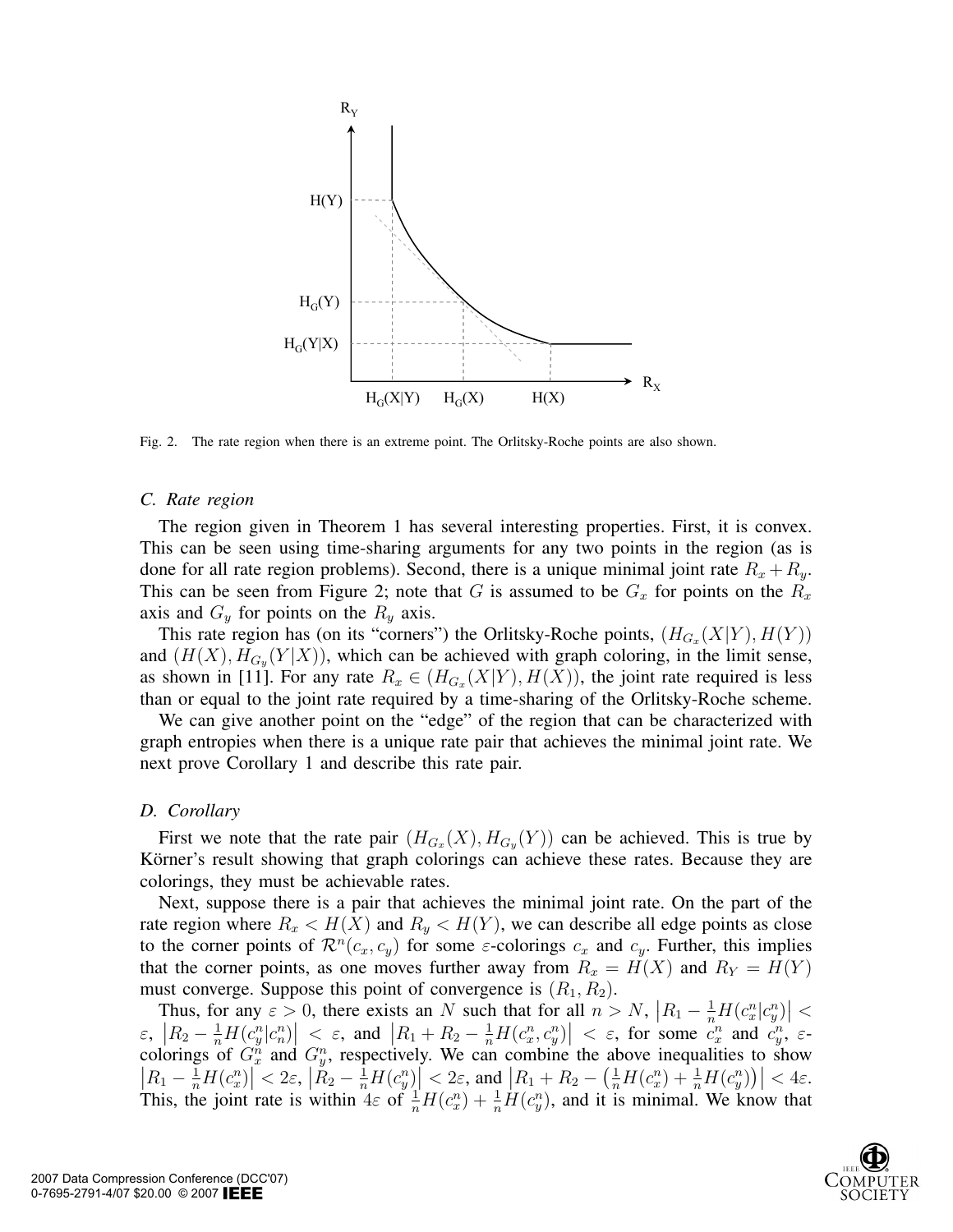Fig. 2. The rate region when there is an extreme point. The Orlitsky-Roche points are also shown.

### C. Rate region

The region given in Theorem 1 has several interesting properties. First, it is convex. This can be seen using time-sharing arguments for any two points in the region (as is done for all rate region problems). Second, there is a unique minimal joint rate $R_x + R_y$. This can be seen from Figure 2; note that $G$ is assumed to be $G_x$ for points on the $R_x$ axis and $G_y$ for points on the $R_y$ axis.

This rate region has (on its "corners") the Orlitsky-Roche points, $(H_{G_x}(X|Y), H(Y))$ and $(H(X), H_{G_y}(Y|X))$, which can be achieved with graph coloring, in the limit sense, as shown in [11]. For any rate $R_x \in (H_{G_x}(X|Y), H(X))$, the joint rate required is less than or equal to the joint rate required by a time-sharing of the Orlitsky-Roche scheme.

We can give another point on the "edge" of the region that can be characterized with graph entropies when there is a unique rate pair that achieves the minimal joint rate. We next prove Corollary 1 and describe this rate pair.

### D. Corollary

First we note that the rate pair $(H_{G_x}(X), H_{G_y}(Y))$ can be achieved. This is true by Körner's result showing that graph colorings can achieve these rates. Because they are colorings, they must be achievable rates.

Next, suppose there is a pair that achieves the minimal joint rate. On the part of the rate region where $R_x < H(X)$ and $R_y < H(Y)$, we can describe all edge points as close to the corner points of $\mathcal{R}^n(c_x, c_y)$ for some $\varepsilon$-colorings $c_x$ and $c_y$. Further, this implies that the corner points, as one moves further away from $R_x = H(X)$ and $R_Y = H(Y)$ must converge. Suppose this point of convergence is $(R_1, R_2)$.

Thus, for any $\varepsilon > 0$, there exists an $N$ such that for all $n > N$, $\left|R_1 - \frac{1}{n}H(c_x^n|c_y^n)\right| < \varepsilon$, $\left|R_2 - \frac{1}{n}H(c_y^n|c_n^n)\right| < \varepsilon$, and $\left|R_1 + R_2 - \frac{1}{n}H(c_x^n, c_y^n)\right| < \varepsilon$, for some $c_x^n$ and $c_y^n$, $\varepsilon$-colorings of $G_x^n$ and $G_y^n$, respectively. We can combine the above inequalities to show $\left|R_1 - \frac{1}{n}H(c_x^n)\right| < 2\varepsilon$, $\left|R_2 - \frac{1}{n}H(c_y^n)\right| < 2\varepsilon$, and $\left|R_1 + R_2 - \left(\frac{1}{n}H(c_x^n) + \frac{1}{n}H(c_y^n)\right)\right| < 4\varepsilon$. This, the joint rate is within $4\varepsilon$ of $\frac{1}{n}H(c_x^n) + \frac{1}{n}H(c_y^n)$, and it is minimal. We know that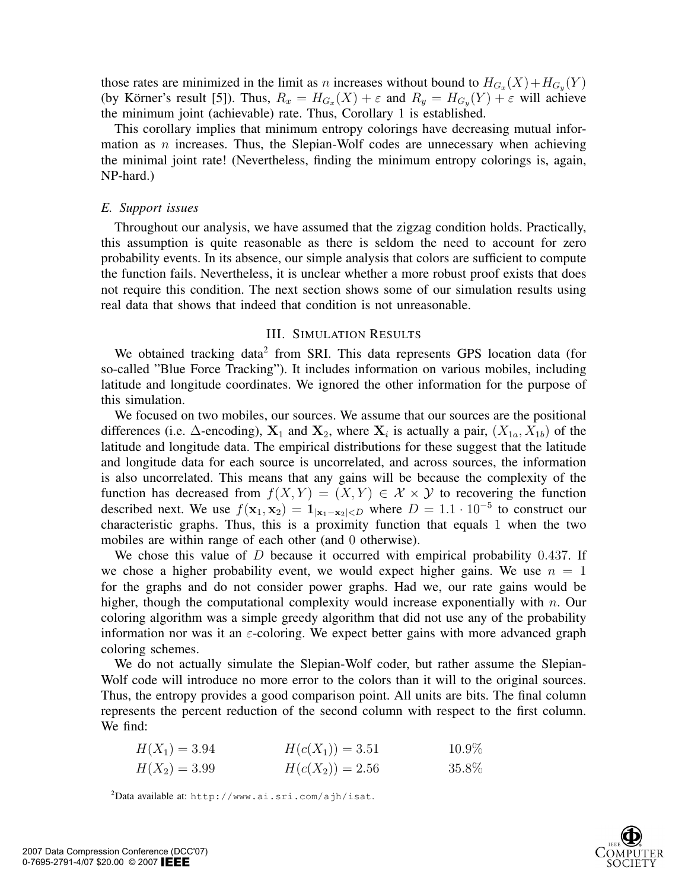those rates are minimized in the limit as $n$ increases without bound to $H_{G_x}(X)+H_{G_y}(Y)$ (by Körner's result [5]). Thus, $R_x = H_{G_x}(X) + \varepsilon$ and $R_y = H_{G_y}(Y) + \varepsilon$ will achieve the minimum joint (achievable) rate. Thus, Corollary 1 is established.

This corollary implies that minimum entropy colorings have decreasing mutual information as $n$ increases. Thus, the Slepian-Wolf codes are unnecessary when achieving the minimal joint rate! (Nevertheless, finding the minimum entropy colorings is, again, NP-hard.)

### *E. Support issues*

Throughout our analysis, we have assumed that the zigzag condition holds. Practically, this assumption is quite reasonable as there is seldom the need to account for zero probability events. In its absence, our simple analysis that colors are sufficient to compute the function fails. Nevertheless, it is unclear whether a more robust proof exists that does not require this condition. The next section shows some of our simulation results using real data that shows that indeed that condition is not unreasonable.

## III. Simulation Results

We obtained tracking data[2] from SRI. This data represents GPS location data (for so-called "Blue Force Tracking"). It includes information on various mobiles, including latitude and longitude coordinates. We ignored the other information for the purpose of this simulation.

We focused on two mobiles, our sources. We assume that our sources are the positional differences (i.e. $\Delta$-encoding), $\mathbf{X}_1$ and $\mathbf{X}_2$, where $\mathbf{X}_i$ is actually a pair, $(X_{1a}, X_{1b})$ of the latitude and longitude data. The empirical distributions for these suggest that the latitude and longitude data for each source is uncorrelated, and across sources, the information is also uncorrelated. This means that any gains will be because the complexity of the function has decreased from $f(X,Y) = (X,Y) \in \mathcal{X} \times \mathcal{Y}$ to recovering the function described next. We use $f(\mathbf{x}_1, \mathbf{x}_2) = \mathbf{1}_{|\mathbf{x}_1 - \mathbf{x}_2| < D}$ where $D = 1.1 \cdot 10^{-5}$ to construct our characteristic graphs. Thus, this is a proximity function that equals $1$ when the two mobiles are within range of each other (and $0$ otherwise).

We chose this value of $D$ because it occurred with empirical probability $0.437$. If we chose a higher probability event, we would expect higher gains. We use $n = 1$ for the graphs and do not consider power graphs. Had we, our rate gains would be higher, though the computational complexity would increase exponentially with $n$. Our coloring algorithm was a simple greedy algorithm that did not use any of the probability information nor was it an $\varepsilon$-coloring. We expect better gains with more advanced graph coloring schemes.

We do not actually simulate the Slepian-Wolf coder, but rather assume the Slepian-Wolf code will introduce no more error to the colors than it will to the original sources. Thus, the entropy provides a good comparison point. All units are bits. The final column represents the percent reduction of the second column with respect to the first column. We find:

| | | |
|---|---|---|
| $H(X_1) = 3.94$ | $H(c(X_1)) = 3.51$ | $10.9\%$ |
| $H(X_2) = 3.99$ | $H(c(X_2)) = 2.56$ | $35.8\%$ |

[2] Data available at: `http://www.ai.sri.com/ajh/isat`.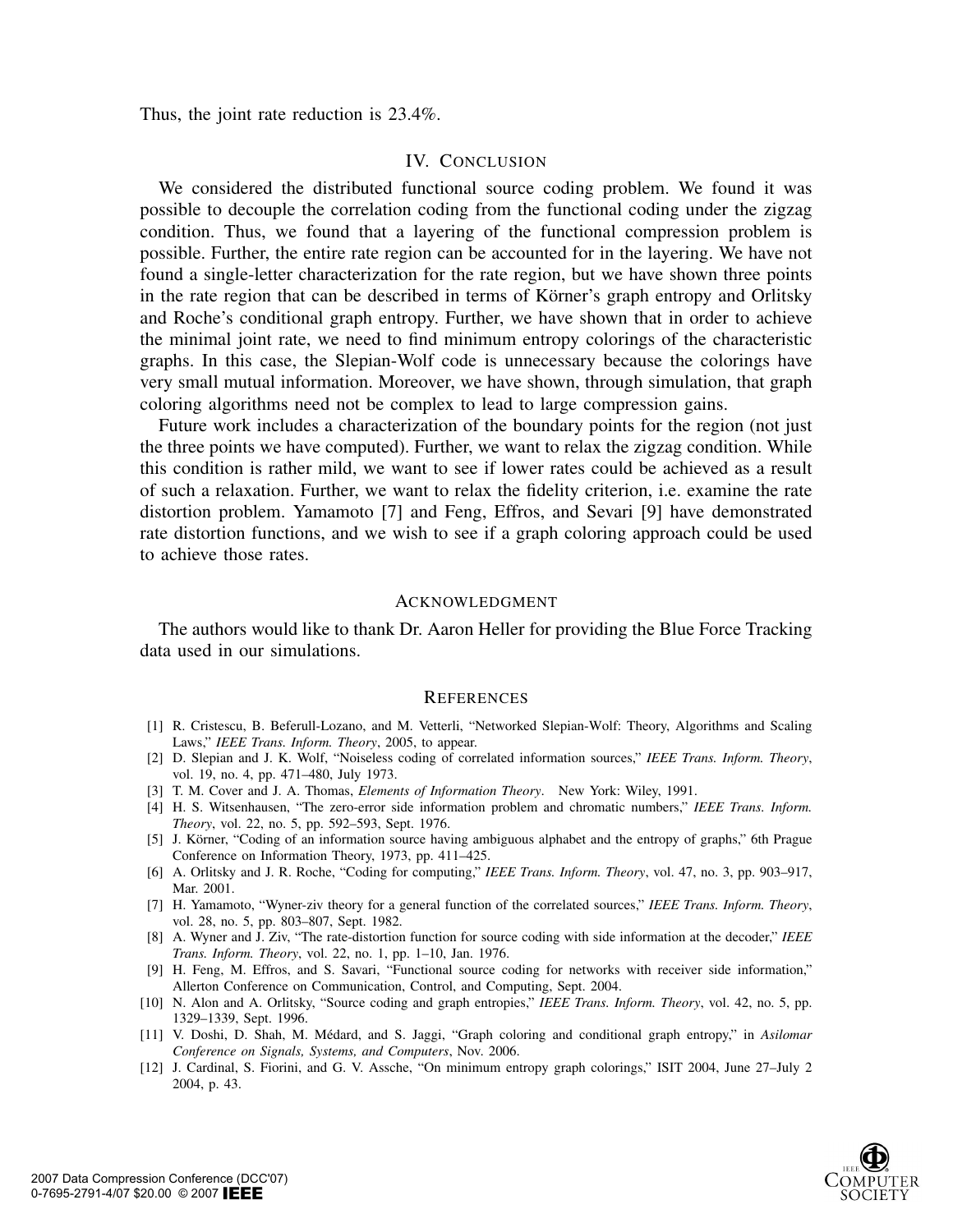Thus, the joint rate reduction is 23.4%.

## IV. Conclusion

We considered the distributed functional source coding problem. We found it was possible to decouple the correlation coding from the functional coding under the zigzag condition. Thus, we found that a layering of the functional compression problem is possible. Further, the entire rate region can be accounted for in the layering. We have not found a single-letter characterization for the rate region, but we have shown three points in the rate region that can be described in terms of Körner's graph entropy and Orlitsky and Roche's conditional graph entropy. Further, we have shown that in order to achieve the minimal joint rate, we need to find minimum entropy colorings of the characteristic graphs. In this case, the Slepian-Wolf code is unnecessary because the colorings have very small mutual information. Moreover, we have shown, through simulation, that graph coloring algorithms need not be complex to lead to large compression gains.

Future work includes a characterization of the boundary points for the region (not just the three points we have computed). Further, we want to relax the zigzag condition. While this condition is rather mild, we want to see if lower rates could be achieved as a result of such a relaxation. Further, we want to relax the fidelity criterion, i.e. examine the rate distortion problem. Yamamoto [7] and Feng, Effros, and Sevari [9] have demonstrated rate distortion functions, and we wish to see if a graph coloring approach could be used to achieve those rates.

## Acknowledgment

The authors would like to thank Dr. Aaron Heller for providing the Blue Force Tracking data used in our simulations.

## References

[1] R. Cristescu, B. Beferull-Lozano, and M. Vetterli, "Networked Slepian-Wolf: Theory, Algorithms and Scaling Laws," *IEEE Trans. Inform. Theory*, 2005, to appear.

[2] D. Slepian and J. K. Wolf, "Noiseless coding of correlated information sources," *IEEE Trans. Inform. Theory*, vol. 19, no. 4, pp. 471–480, July 1973.

[3] T. M. Cover and J. A. Thomas, *Elements of Information Theory*. New York: Wiley, 1991.

[4] H. S. Witsenhausen, "The zero-error side information problem and chromatic numbers," *IEEE Trans. Inform. Theory*, vol. 22, no. 5, pp. 592–593, Sept. 1976.

[5] J. Körner, "Coding of an information source having ambiguous alphabet and the entropy of graphs," 6th Prague Conference on Information Theory, 1973, pp. 411–425.

[6] A. Orlitsky and J. R. Roche, "Coding for computing," *IEEE Trans. Inform. Theory*, vol. 47, no. 3, pp. 903–917, Mar. 2001.

[7] H. Yamamoto, "Wyner-ziv theory for a general function of the correlated sources," *IEEE Trans. Inform. Theory*, vol. 28, no. 5, pp. 803–807, Sept. 1982.

[8] A. Wyner and J. Ziv, "The rate-distortion function for source coding with side information at the decoder," *IEEE Trans. Inform. Theory*, vol. 22, no. 1, pp. 1–10, Jan. 1976.

[9] H. Feng, M. Effros, and S. Savari, "Functional source coding for networks with receiver side information," Allerton Conference on Communication, Control, and Computing, Sept. 2004.

[10] N. Alon and A. Orlitsky, "Source coding and graph entropies," *IEEE Trans. Inform. Theory*, vol. 42, no. 5, pp. 1329–1339, Sept. 1996.

[11] V. Doshi, D. Shah, M. Médard, and S. Jaggi, "Graph coloring and conditional graph entropy," in *Asilomar Conference on Signals, Systems, and Computers*, Nov. 2006.

[12] J. Cardinal, S. Fiorini, and G. V. Assche, "On minimum entropy graph colorings," ISIT 2004, June 27–July 2 2004, p. 43.